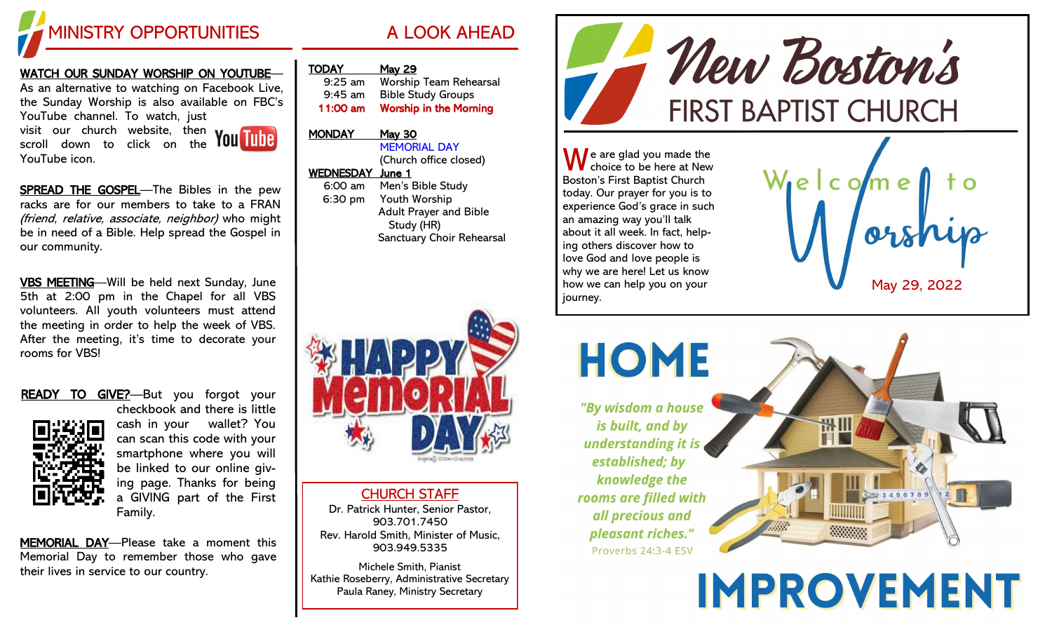# MINISTRY OPPORTUNITIES

**WATCH OUR SUNDAY WORSHIP ON YOUTUBE**—As an alternative to watching on Facebook Live, the Sunday Worship is also available on FBC's YouTube channel. To watch, just visit our church website, then scroll down to click on the YouTube icon.

**SPREAD THE GOSPEL**—The Bibles in the pew racks are for our members to take to a FRAN *(friend, relative, associate, neighbor)* who might be in need of a Bible. Help spread the Gospel in our community.

**VBS MEETING**—Will be held next Sunday, June 5th at 2:00 pm in the Chapel for all VBS volunteers. All youth volunteers must attend the meeting in order to help the week of VBS. After the meeting, it's time to decorate your rooms for VBS!

**READY TO GIVE?**—But you forgot your checkbook and there is little cash in your wallet? You can scan this code with your smartphone where you will be linked to our online giving page. Thanks for being a GIVING part of the First Family.

**MEMORIAL DAY**—Please take a moment this Memorial Day to remember those who gave their lives in service to our country.

# A LOOK AHEAD

**TODAY** **May 29**
- 9:25 am Worship Team Rehearsal
- 9:45 am Bible Study Groups
- **11:00 am Worship in the Morning**

**MONDAY** **May 30**
- MEMORIAL DAY
- (Church office closed)

**WEDNESDAY** **June 1**
- 6:00 am Men's Bible Study
- 6:30 pm Youth Worship
- Adult Prayer and Bible Study (HR)
- Sanctuary Choir Rehearsal

HAPPY MEMORIAL DAY

## CHURCH STAFF

Dr. Patrick Hunter, Senior Pastor, 903.701.7450
Rev. Harold Smith, Minister of Music, 903.949.5335

Michele Smith, Pianist
Kathie Roseberry, Administrative Secretary
Paula Raney, Ministry Secretary

# New Boston's FIRST BAPTIST CHURCH

We are glad you made the choice to be here at New Boston's First Baptist Church today. Our prayer for you is to experience God's grace in such an amazing way you'll talk about it all week. In fact, helping others discover how to love God and love people is why we are here! Let us know how we can help you on your journey.

Welcome to Worship

May 29, 2022

## HOME IMPROVEMENT

*"By wisdom a house is built, and by understanding it is established; by knowledge the rooms are filled with all precious and pleasant riches."*

Proverbs 24:3-4 ESV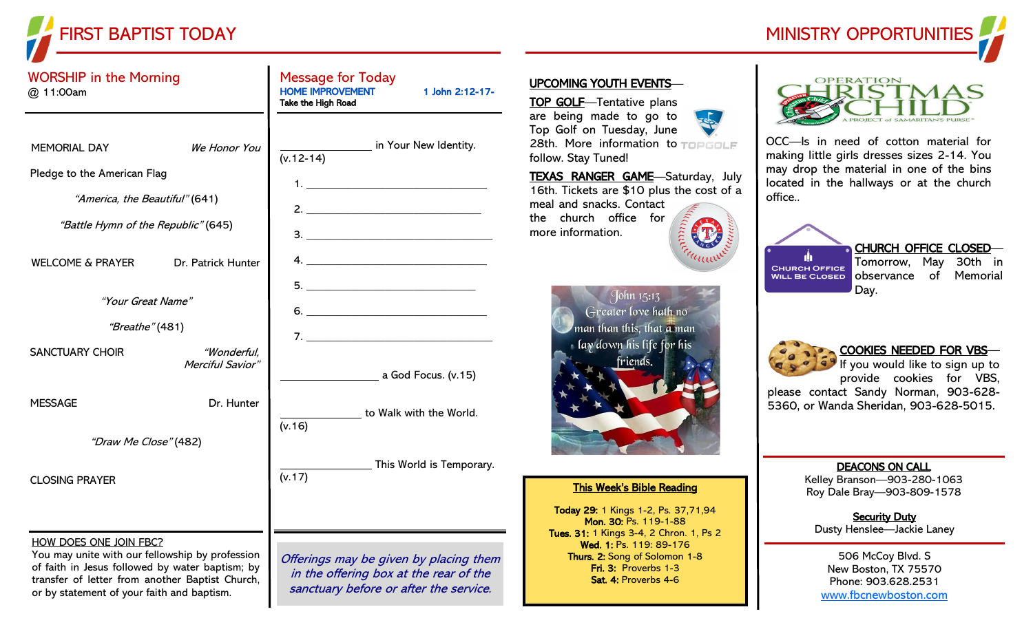# FIRST BAPTIST TODAY

## WORSHIP in the Morning

@ 11:00am

MEMORIAL DAY — *We Honor You*

Pledge to the American Flag

*"America, the Beautiful"* (641)

*"Battle Hymn of the Republic"* (645)

WELCOME & PRAYER — Dr. Patrick Hunter

*"Your Great Name"*

*"Breathe"* (481)

SANCTUARY CHOIR — *"Wonderful, Merciful Savior"*

MESSAGE — Dr. Hunter

*"Draw Me Close"* (482)

CLOSING PRAYER

**HOW DOES ONE JOIN FBC?**

You may unite with our fellowship by profession of faith in Jesus followed by water baptism; by transfer of letter from another Baptist Church, or by statement of your faith and baptism.

## Message for Today

**HOME IMPROVEMENT** — **1 John 2:12-17-**

**Take the High Road**

_______________ in Your New Identity. (v.12-14)

1. ______________________________
2. ______________________________
3. ______________________________
4. ______________________________
5. ______________________________
6. ______________________________
7. ______________________________

________________ a God Focus. (v.15)

_____________ to Walk with the World. (v.16)

_______________ This World is Temporary. (v.17)

*Offerings may be given by placing them in the offering box at the rear of the sanctuary before or after the service.*

# MINISTRY OPPORTUNITIES

**UPCOMING YOUTH EVENTS**—

**TOP GOLF**—Tentative plans are being made to go to Top Golf on Tuesday, June 28th. More information to follow. Stay Tuned!

**TEXAS RANGER GAME**—Saturday, July 16th. Tickets are $10 plus the cost of a meal and snacks. Contact the church office for more information.

John 15:13 Greater love hath no man than this, that a man lay down his life for his friends.

**This Week's Bible Reading**

**Today 29:** 1 Kings 1-2, Ps. 37,71,94
**Mon. 30:** Ps. 119-1-88
**Tues. 31:** 1 Kings 3-4, 2 Chron. 1, Ps 2
**Wed. 1:** Ps. 119: 89-176
**Thurs. 2:** Song of Solomon 1-8
**Fri. 3:** Proverbs 1-3
**Sat. 4:** Proverbs 4-6

OPERATION CHRISTMAS CHILD — A PROJECT of SAMARITAN'S PURSE

OCC—Is in need of cotton material for making little girls dresses sizes 2-14. You may drop the material in one of the bins located in the hallways or at the church office..

CHURCH OFFICE WILL BE CLOSED

**CHURCH OFFICE CLOSED**—Tomorrow, May 30th in observance of Memorial Day.

**COOKIES NEEDED FOR VBS**—If you would like to sign up to provide cookies for VBS, please contact Sandy Norman, 903-628-5360, or Wanda Sheridan, 903-628-5015.

**DEACONS ON CALL**

Kelley Branson—903-280-1063
Roy Dale Bray—903-809-1578

**Security Duty**

Dusty Henslee—Jackie Laney

506 McCoy Blvd. S
New Boston, TX 75570
Phone: 903.628.2531
www.fbcnewboston.com